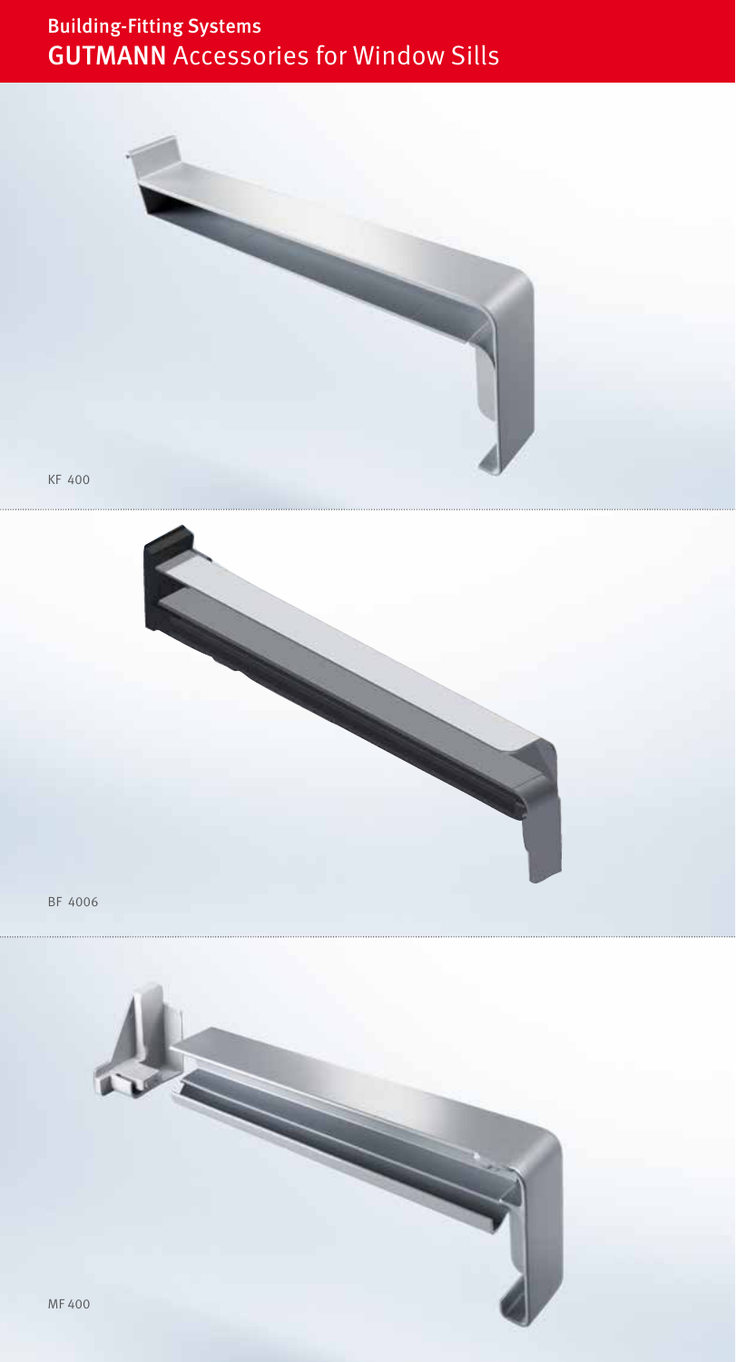# Building-Fitting Systems
## GUTMANN Accessories for Window Sills

KF 400

BF 4006

MF 400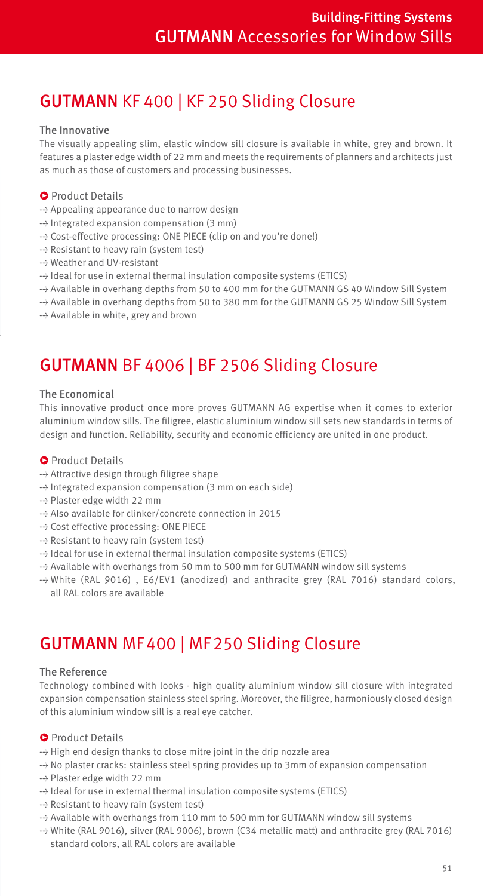## GUTMANN KF 400 | KF 250 Sliding Closure

### The Innovative

The visually appealing slim, elastic window sill closure is available in white, grey and brown. It features a plaster edge width of 22 mm and meets the requirements of planners and architects just as much as those of customers and processing businesses.

**Product Details**

- Appealing appearance due to narrow design
- Integrated expansion compensation (3 mm)
- Cost-effective processing: ONE PIECE (clip on and you're done!)
- Resistant to heavy rain (system test)
- Weather and UV-resistant
- Ideal for use in external thermal insulation composite systems (ETICS)
- Available in overhang depths from 50 to 400 mm for the GUTMANN GS 40 Window Sill System
- Available in overhang depths from 50 to 380 mm for the GUTMANN GS 25 Window Sill System
- Available in white, grey and brown

## GUTMANN BF 4006 | BF 2506 Sliding Closure

### The Economical

This innovative product once more proves GUTMANN AG expertise when it comes to exterior aluminium window sills. The filigree, elastic aluminium window sill sets new standards in terms of design and function. Reliability, security and economic efficiency are united in one product.

**Product Details**

- Attractive design through filigree shape
- Integrated expansion compensation (3 mm on each side)
- Plaster edge width 22 mm
- Also available for clinker/concrete connection in 2015
- Cost effective processing: ONE PIECE
- Resistant to heavy rain (system test)
- Ideal for use in external thermal insulation composite systems (ETICS)
- Available with overhangs from 50 mm to 500 mm for GUTMANN window sill systems
- White (RAL 9016) , E6/EV1 (anodized) and anthracite grey (RAL 7016) standard colors, all RAL colors are available

## GUTMANN MF400 | MF250 Sliding Closure

### The Reference

Technology combined with looks - high quality aluminium window sill closure with integrated expansion compensation stainless steel spring. Moreover, the filigree, harmoniously closed design of this aluminium window sill is a real eye catcher.

**Product Details**

- High end design thanks to close mitre joint in the drip nozzle area
- No plaster cracks: stainless steel spring provides up to 3mm of expansion compensation
- Plaster edge width 22 mm
- Ideal for use in external thermal insulation composite systems (ETICS)
- Resistant to heavy rain (system test)
- Available with overhangs from 110 mm to 500 mm for GUTMANN window sill systems
- White (RAL 9016), silver (RAL 9006), brown (C34 metallic matt) and anthracite grey (RAL 7016) standard colors, all RAL colors are available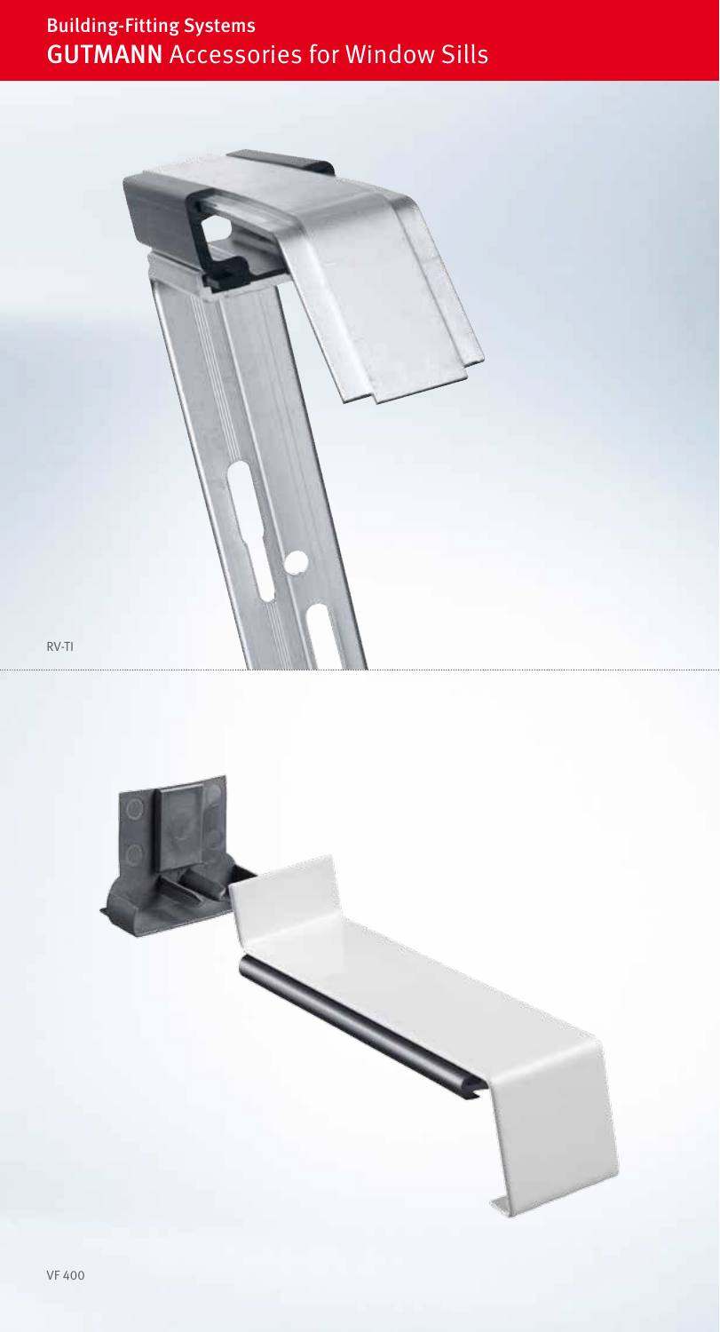# Building-Fitting Systems
## GUTMANN Accessories for Window Sills

RV-TI

VF 400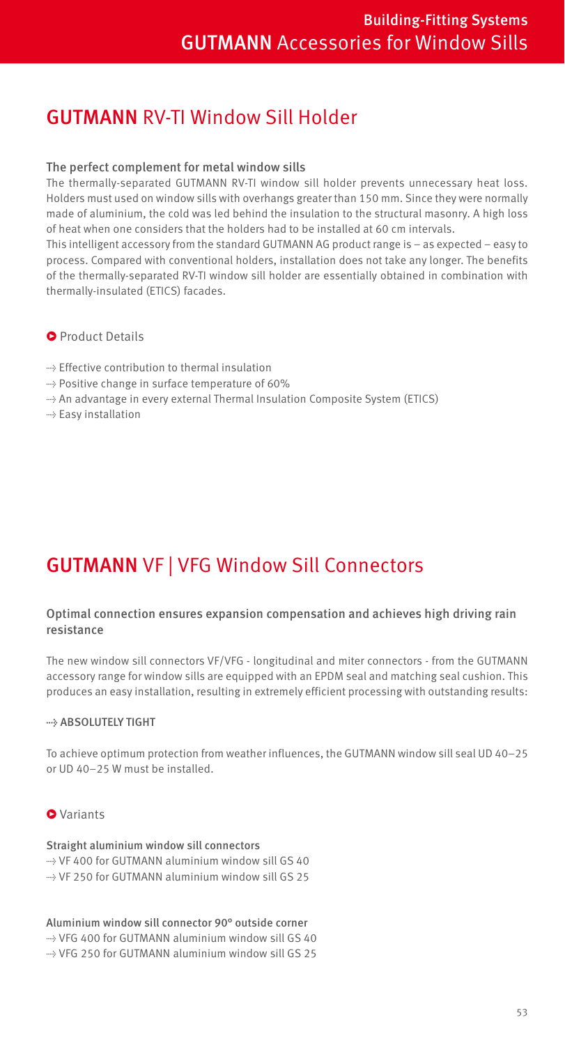# GUTMANN RV-TI Window Sill Holder

### The perfect complement for metal window sills

The thermally-separated GUTMANN RV-TI window sill holder prevents unnecessary heat loss. Holders must used on window sills with overhangs greater than 150 mm. Since they were normally made of aluminium, the cold was led behind the insulation to the structural masonry. A high loss of heat when one considers that the holders had to be installed at 60 cm intervals.

This intelligent accessory from the standard GUTMANN AG product range is – as expected – easy to process. Compared with conventional holders, installation does not take any longer. The benefits of the thermally-separated RV-TI window sill holder are essentially obtained in combination with thermally-insulated (ETICS) facades.

**Product Details**

- Effective contribution to thermal insulation
- Positive change in surface temperature of 60%
- An advantage in every external Thermal Insulation Composite System (ETICS)
- Easy installation

# GUTMANN VF | VFG Window Sill Connectors

### Optimal connection ensures expansion compensation and achieves high driving rain resistance

The new window sill connectors VF/VFG - longitudinal and miter connectors - from the GUTMANN accessory range for window sills are equipped with an EPDM seal and matching seal cushion. This produces an easy installation, resulting in extremely efficient processing with outstanding results:

- ABSOLUTELY TIGHT

To achieve optimum protection from weather influences, the GUTMANN window sill seal UD 40–25 or UD 40–25 W must be installed.

**Variants**

**Straight aluminium window sill connectors**

- VF 400 for GUTMANN aluminium window sill GS 40
- VF 250 for GUTMANN aluminium window sill GS 25

**Aluminium window sill connector 90° outside corner**

- VFG 400 for GUTMANN aluminium window sill GS 40
- VFG 250 for GUTMANN aluminium window sill GS 25